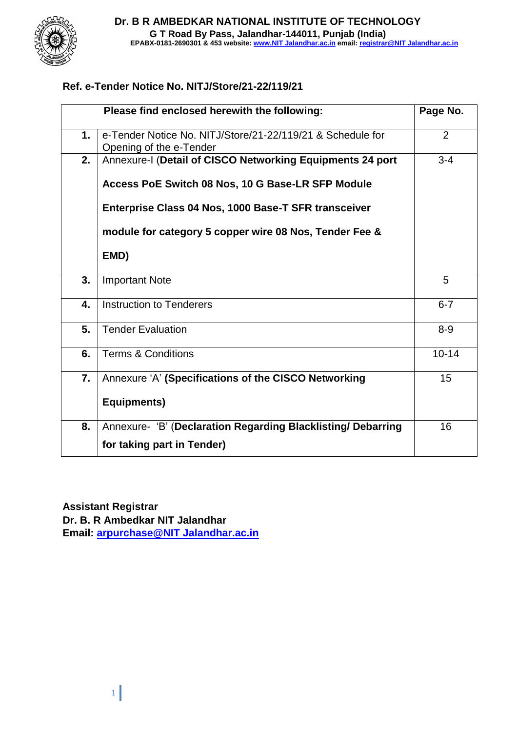# Dr. B R AMBEDKAR NATIONAL INSTITUTE OF TECHNOLOGY

**G T Road By Pass, Jalandhar-144011, Punjab (India)**

**EPABX-0181-2690301 & 453 website: www.NIT Jalandhar.ac.in email: registrar@NIT Jalandhar.ac.in**

## Ref. e-Tender Notice No. NITJ/Store/21-22/119/21

| | Please find enclosed herewith the following: | Page No. |
|---|---|---|
| **1.** | e-Tender Notice No. NITJ/Store/21-22/119/21 & Schedule for Opening of the e-Tender | 2 |
| **2.** | Annexure-I (**Detail of CISCO Networking Equipments 24 port Access PoE Switch 08 Nos, 10 G Base-LR SFP Module Enterprise Class 04 Nos, 1000 Base-T SFR transceiver module for category 5 copper wire 08 Nos, Tender Fee & EMD)** | 3-4 |
| **3.** | Important Note | 5 |
| **4.** | Instruction to Tenderers | 6-7 |
| **5.** | Tender Evaluation | 8-9 |
| **6.** | Terms & Conditions | 10-14 |
| **7.** | Annexure 'A' **(Specifications of the CISCO Networking Equipments)** | 15 |
| **8.** | Annexure- 'B' (**Declaration Regarding Blacklisting/ Debarring for taking part in Tender)** | 16 |

**Assistant Registrar**
**Dr. B. R Ambedkar NIT Jalandhar**
**Email: arpurchase@NIT Jalandhar.ac.in**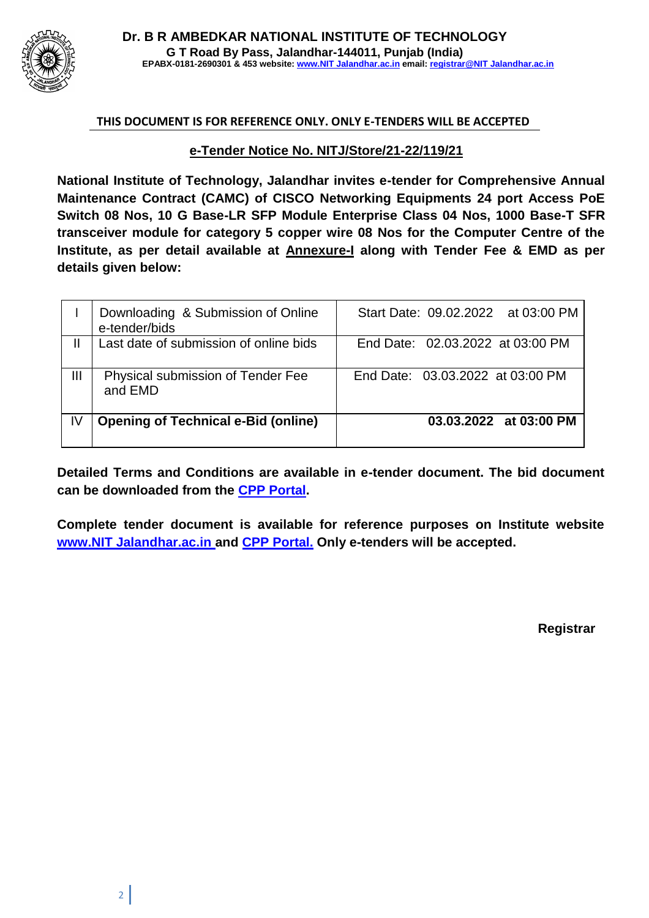**Dr. B R AMBEDKAR NATIONAL INSTITUTE OF TECHNOLOGY**
**G T Road By Pass, Jalandhar-144011, Punjab (India)**
**EPABX-0181-2690301 & 453 website: www.NIT Jalandhar.ac.in email: registrar@NIT Jalandhar.ac.in**

**THIS DOCUMENT IS FOR REFERENCE ONLY. ONLY E-TENDERS WILL BE ACCEPTED**

## e-Tender Notice No. NITJ/Store/21-22/119/21

**National Institute of Technology, Jalandhar invites e-tender for Comprehensive Annual Maintenance Contract (CAMC) of CISCO Networking Equipments 24 port Access PoE Switch 08 Nos, 10 G Base-LR SFP Module Enterprise Class 04 Nos, 1000 Base-T SFR transceiver module for category 5 copper wire 08 Nos for the Computer Centre of the Institute, as per detail available at Annexure-I along with Tender Fee & EMD as per details given below:**

| | | |
|---|---|---|
| I | Downloading & Submission of Online e-tender/bids | Start Date: 09.02.2022 at 03:00 PM |
| II | Last date of submission of online bids | End Date: 02.03.2022 at 03:00 PM |
| III | Physical submission of Tender Fee and EMD | End Date: 03.03.2022 at 03:00 PM |
| IV | **Opening of Technical e-Bid (online)** | **03.03.2022 at 03:00 PM** |

**Detailed Terms and Conditions are available in e-tender document. The bid document can be downloaded from the CPP Portal.**

**Complete tender document is available for reference purposes on Institute website www.NIT Jalandhar.ac.in and CPP Portal. Only e-tenders will be accepted.**

**Registrar**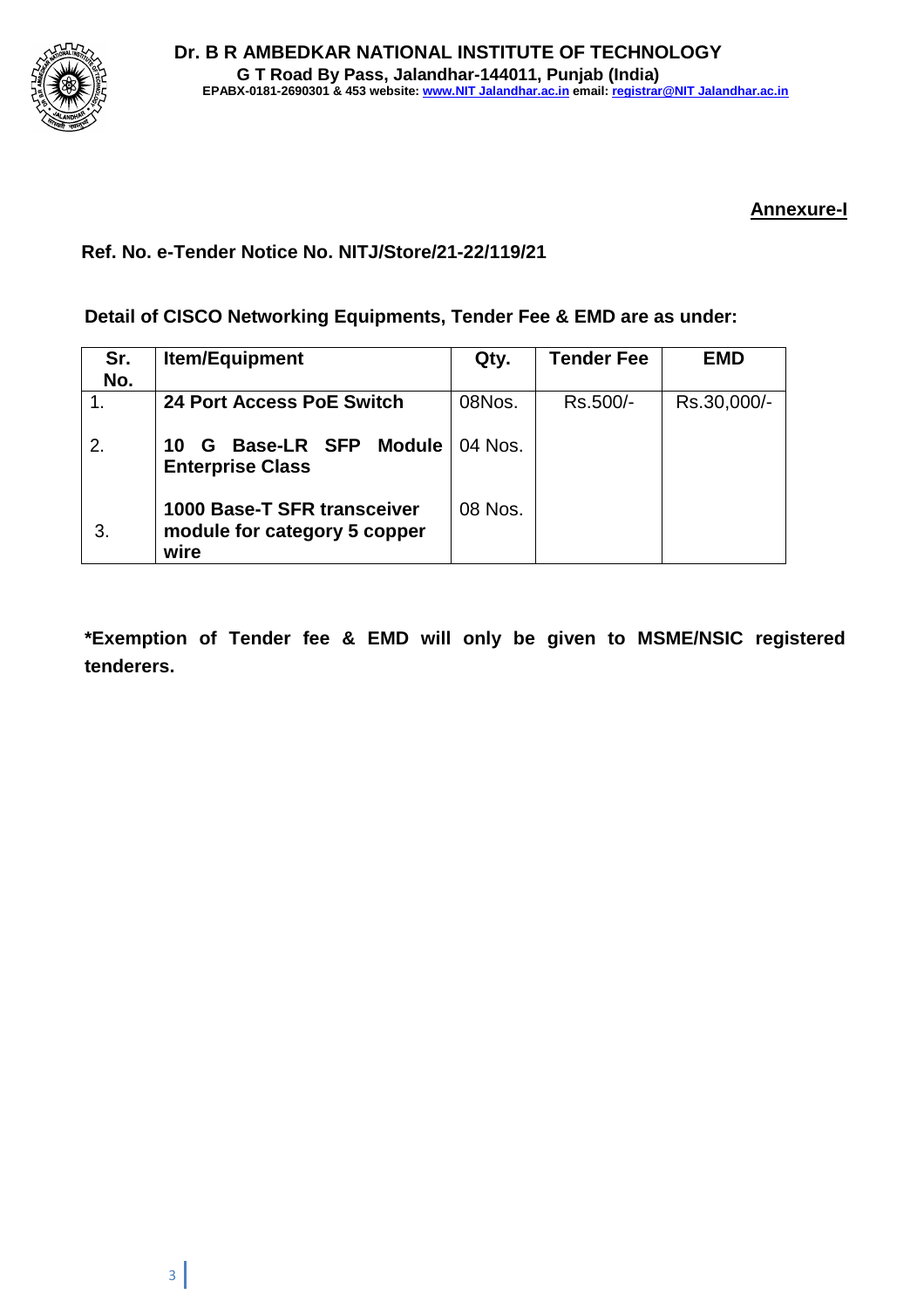# Dr. B R AMBEDKAR NATIONAL INSTITUTE OF TECHNOLOGY

**G T Road By Pass, Jalandhar-144011, Punjab (India)**

**EPABX-0181-2690301 & 453 website: [www.NIT Jalandhar.ac.in](www.NIT Jalandhar.ac.in) email: [registrar@NIT Jalandhar.ac.in](mailto:registrar@NIT Jalandhar.ac.in)**

**Annexure-I**

**Ref. No. e-Tender Notice No. NITJ/Store/21-22/119/21**

**Detail of CISCO Networking Equipments, Tender Fee & EMD are as under:**

| Sr. No. | Item/Equipment | Qty. | Tender Fee | EMD |
|---|---|---|---|---|
| 1. | **24 Port Access PoE Switch** | 08Nos. | Rs.500/- | Rs.30,000/- |
| 2. | **10 G Base-LR SFP Module Enterprise Class** | 04 Nos. | | |
| 3. | **1000 Base-T SFR transceiver module for category 5 copper wire** | 08 Nos. | | |

**\*Exemption of Tender fee & EMD will only be given to MSME/NSIC registered tenderers.**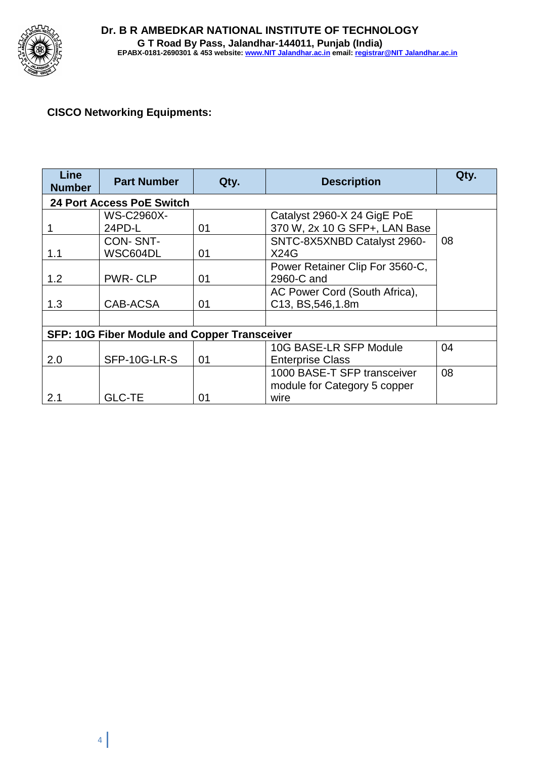**Dr. B R AMBEDKAR NATIONAL INSTITUTE OF TECHNOLOGY**
**G T Road By Pass, Jalandhar-144011, Punjab (India)**
**EPABX-0181-2690301 & 453 website: www.NIT Jalandhar.ac.in email: registrar@NIT Jalandhar.ac.in**

**CISCO Networking Equipments:**

| Line Number | Part Number | Qty. | Description | Qty. |
|---|---|---|---|---|
| **24 Port Access PoE Switch** | | | | |
| 1 | WS-C2960X-24PD-L | 01 | Catalyst 2960-X 24 GigE PoE 370 W, 2x 10 G SFP+, LAN Base | 08 |
| 1.1 | CON- SNT-WSC604DL | 01 | SNTC-8X5XNBD Catalyst 2960-X24G | |
| 1.2 | PWR- CLP | 01 | Power Retainer Clip For 3560-C, 2960-C and | |
| 1.3 | CAB-ACSA | 01 | AC Power Cord (South Africa), C13, BS,546,1.8m | |
| | | | | |
| **SFP: 10G Fiber Module and Copper Transceiver** | | | | |
| 2.0 | SFP-10G-LR-S | 01 | 10G BASE-LR SFP Module Enterprise Class | 04 |
| 2.1 | GLC-TE | 01 | 1000 BASE-T SFP transceiver module for Category 5 copper wire | 08 |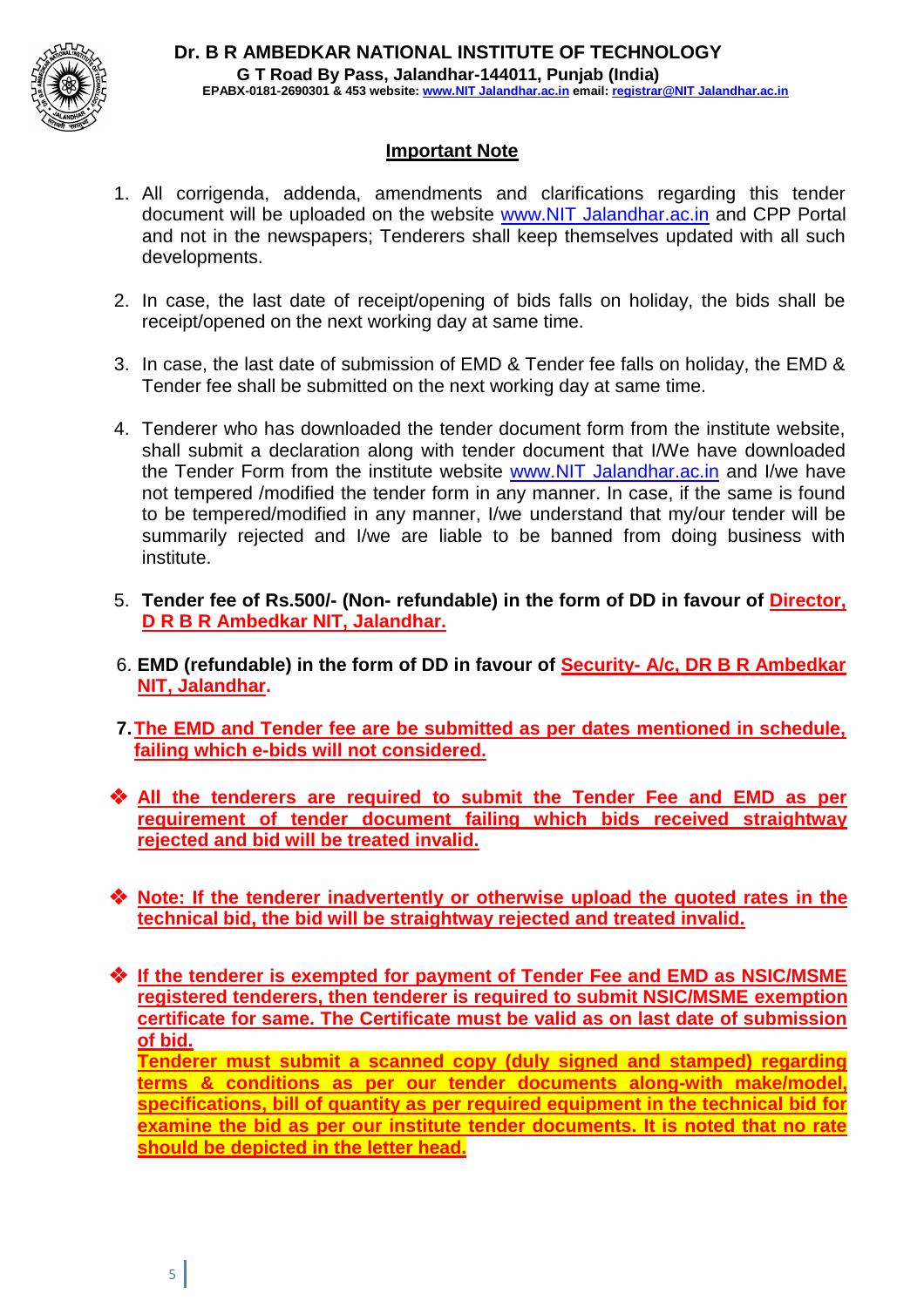**Dr. B R AMBEDKAR NATIONAL INSTITUTE OF TECHNOLOGY**
**G T Road By Pass, Jalandhar-144011, Punjab (India)**
**EPABX-0181-2690301 & 453 website: www.NIT Jalandhar.ac.in email: registrar@NIT Jalandhar.ac.in**

## Important Note

1. All corrigenda, addenda, amendments and clarifications regarding this tender document will be uploaded on the website www.NIT Jalandhar.ac.in and CPP Portal and not in the newspapers; Tenderers shall keep themselves updated with all such developments.

2. In case, the last date of receipt/opening of bids falls on holiday, the bids shall be receipt/opened on the next working day at same time.

3. In case, the last date of submission of EMD & Tender fee falls on holiday, the EMD & Tender fee shall be submitted on the next working day at same time.

4. Tenderer who has downloaded the tender document form from the institute website, shall submit a declaration along with tender document that I/We have downloaded the Tender Form from the institute website www.NIT Jalandhar.ac.in and I/we have not tempered /modified the tender form in any manner. In case, if the same is found to be tempered/modified in any manner, I/we understand that my/our tender will be summarily rejected and I/we are liable to be banned from doing business with institute.

5. **Tender fee of Rs.500/- (Non- refundable) in the form of DD in favour of Director, D R B R Ambedkar NIT, Jalandhar.**

6. **EMD (refundable) in the form of DD in favour of Security- A/c, DR B R Ambedkar NIT, Jalandhar.**

7. **The EMD and Tender fee are be submitted as per dates mentioned in schedule, failing which e-bids will not considered.**

- **All the tenderers are required to submit the Tender Fee and EMD as per requirement of tender document failing which bids received straightway rejected and bid will be treated invalid.**

- **Note: If the tenderer inadvertently or otherwise upload the quoted rates in the technical bid, the bid will be straightway rejected and treated invalid.**

- **If the tenderer is exempted for payment of Tender Fee and EMD as NSIC/MSME registered tenderers, then tenderer is required to submit NSIC/MSME exemption certificate for same. The Certificate must be valid as on last date of submission of bid.**
  **Tenderer must submit a scanned copy (duly signed and stamped) regarding terms & conditions as per our tender documents along-with make/model, specifications, bill of quantity as per required equipment in the technical bid for examine the bid as per our institute tender documents. It is noted that no rate should be depicted in the letter head.**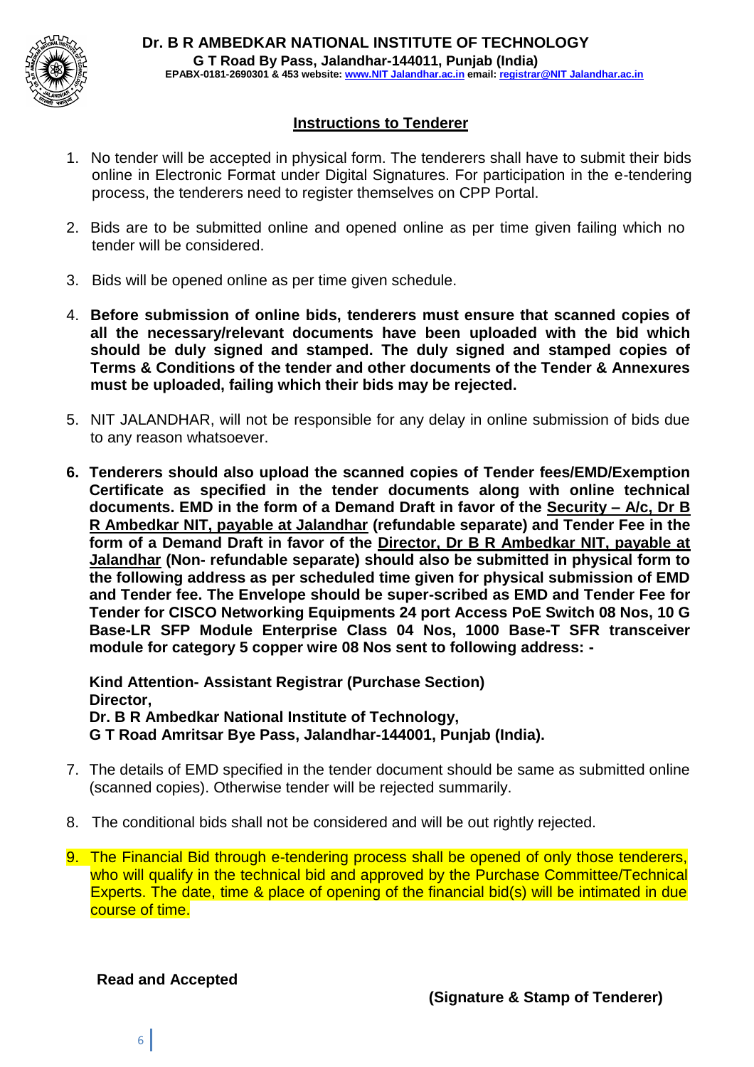**Dr. B R AMBEDKAR NATIONAL INSTITUTE OF TECHNOLOGY**
**G T Road By Pass, Jalandhar-144011, Punjab (India)**
**EPABX-0181-2690301 & 453 website: www.NIT Jalandhar.ac.in email: registrar@NIT Jalandhar.ac.in**

## Instructions to Tenderer

1. No tender will be accepted in physical form. The tenderers shall have to submit their bids online in Electronic Format under Digital Signatures. For participation in the e-tendering process, the tenderers need to register themselves on CPP Portal.

2. Bids are to be submitted online and opened online as per time given failing which no tender will be considered.

3. Bids will be opened online as per time given schedule.

4. **Before submission of online bids, tenderers must ensure that scanned copies of all the necessary/relevant documents have been uploaded with the bid which should be duly signed and stamped. The duly signed and stamped copies of Terms & Conditions of the tender and other documents of the Tender & Annexures must be uploaded, failing which their bids may be rejected.**

5. NIT JALANDHAR, will not be responsible for any delay in online submission of bids due to any reason whatsoever.

6. **Tenderers should also upload the scanned copies of Tender fees/EMD/Exemption Certificate as specified in the tender documents along with online technical documents. EMD in the form of a Demand Draft in favor of the Security – A/c, Dr B R Ambedkar NIT, payable at Jalandhar (refundable separate) and Tender Fee in the form of a Demand Draft in favor of the Director, Dr B R Ambedkar NIT, payable at Jalandhar (Non- refundable separate) should also be submitted in physical form to the following address as per scheduled time given for physical submission of EMD and Tender fee. The Envelope should be super-scribed as EMD and Tender Fee for Tender for CISCO Networking Equipments 24 port Access PoE Switch 08 Nos, 10 G Base-LR SFP Module Enterprise Class 04 Nos, 1000 Base-T SFR transceiver module for category 5 copper wire 08 Nos sent to following address: -**

   **Kind Attention- Assistant Registrar (Purchase Section)**
   **Director,**
   **Dr. B R Ambedkar National Institute of Technology,**
   **G T Road Amritsar Bye Pass, Jalandhar-144001, Punjab (India).**

7. The details of EMD specified in the tender document should be same as submitted online (scanned copies). Otherwise tender will be rejected summarily.

8. The conditional bids shall not be considered and will be out rightly rejected.

9. The Financial Bid through e-tendering process shall be opened of only those tenderers, who will qualify in the technical bid and approved by the Purchase Committee/Technical Experts. The date, time & place of opening of the financial bid(s) will be intimated in due course of time.

**Read and Accepted**

**(Signature & Stamp of Tenderer)**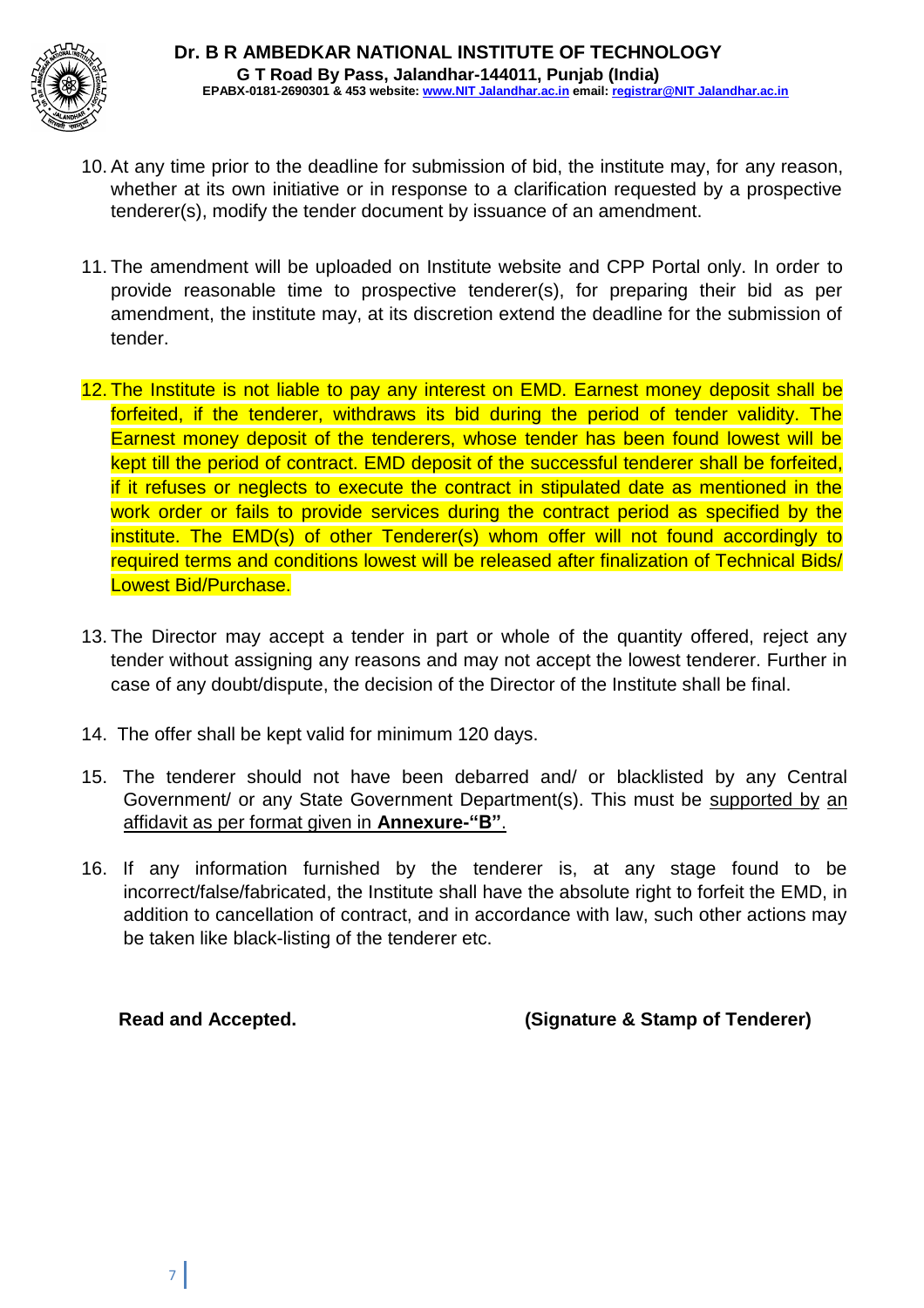10. At any time prior to the deadline for submission of bid, the institute may, for any reason, whether at its own initiative or in response to a clarification requested by a prospective tenderer(s), modify the tender document by issuance of an amendment.

11. The amendment will be uploaded on Institute website and CPP Portal only. In order to provide reasonable time to prospective tenderer(s), for preparing their bid as per amendment, the institute may, at its discretion extend the deadline for the submission of tender.

12. The Institute is not liable to pay any interest on EMD. Earnest money deposit shall be forfeited, if the tenderer, withdraws its bid during the period of tender validity. The Earnest money deposit of the tenderers, whose tender has been found lowest will be kept till the period of contract. EMD deposit of the successful tenderer shall be forfeited, if it refuses or neglects to execute the contract in stipulated date as mentioned in the work order or fails to provide services during the contract period as specified by the institute. The EMD(s) of other Tenderer(s) whom offer will not found accordingly to required terms and conditions lowest will be released after finalization of Technical Bids/ Lowest Bid/Purchase.

13. The Director may accept a tender in part or whole of the quantity offered, reject any tender without assigning any reasons and may not accept the lowest tenderer. Further in case of any doubt/dispute, the decision of the Director of the Institute shall be final.

14. The offer shall be kept valid for minimum 120 days.

15. The tenderer should not have been debarred and/ or blacklisted by any Central Government/ or any State Government Department(s). This must be supported by an affidavit as per format given in **Annexure-"B"**.

16. If any information furnished by the tenderer is, at any stage found to be incorrect/false/fabricated, the Institute shall have the absolute right to forfeit the EMD, in addition to cancellation of contract, and in accordance with law, such other actions may be taken like black-listing of the tenderer etc.

**Read and Accepted.** **(Signature & Stamp of Tenderer)**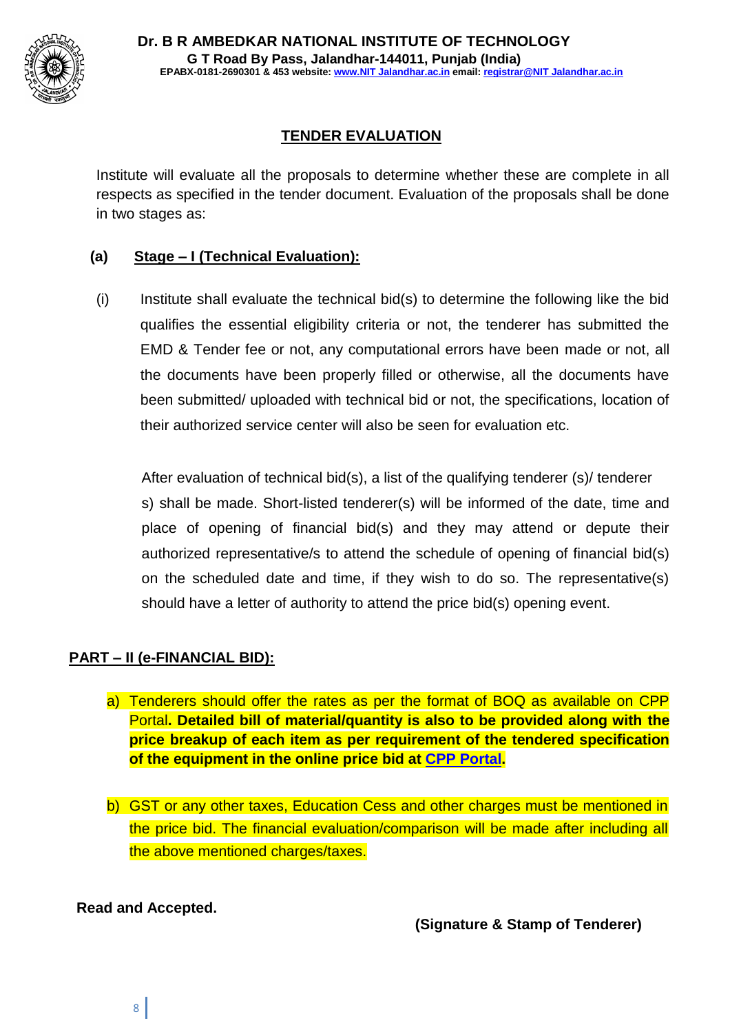## TENDER EVALUATION

Institute will evaluate all the proposals to determine whether these are complete in all respects as specified in the tender document. Evaluation of the proposals shall be done in two stages as:

### (a) Stage – I (Technical Evaluation):

(i) Institute shall evaluate the technical bid(s) to determine the following like the bid qualifies the essential eligibility criteria or not, the tenderer has submitted the EMD & Tender fee or not, any computational errors have been made or not, all the documents have been properly filled or otherwise, all the documents have been submitted/ uploaded with technical bid or not, the specifications, location of their authorized service center will also be seen for evaluation etc.

After evaluation of technical bid(s), a list of the qualifying tenderer (s)/ tenderer s) shall be made. Short-listed tenderer(s) will be informed of the date, time and place of opening of financial bid(s) and they may attend or depute their authorized representative/s to attend the schedule of opening of financial bid(s) on the scheduled date and time, if they wish to do so. The representative(s) should have a letter of authority to attend the price bid(s) opening event.

### PART – II (e-FINANCIAL BID):

a) Tenderers should offer the rates as per the format of BOQ as available on CPP Portal**. Detailed bill of material/quantity is also to be provided along with the price breakup of each item as per requirement of the tendered specification of the equipment in the online price bid at CPP Portal.**

b) GST or any other taxes, Education Cess and other charges must be mentioned in the price bid. The financial evaluation/comparison will be made after including all the above mentioned charges/taxes.

**Read and Accepted.**

**(Signature & Stamp of Tenderer)**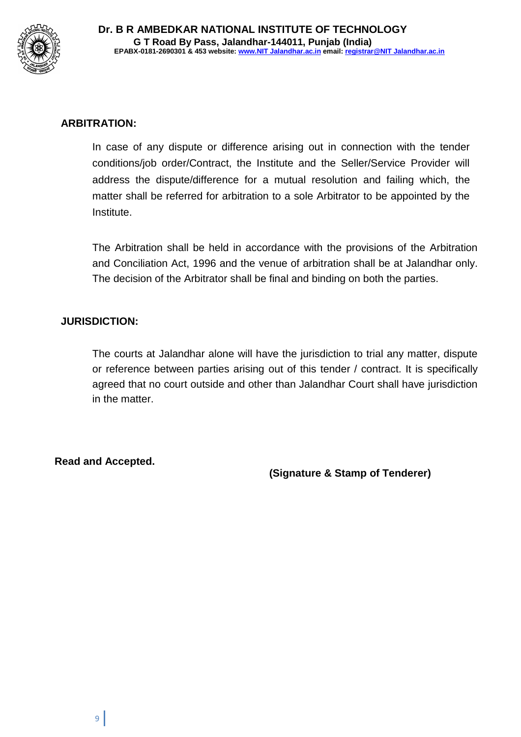## ARBITRATION:

In case of any dispute or difference arising out in connection with the tender conditions/job order/Contract, the Institute and the Seller/Service Provider will address the dispute/difference for a mutual resolution and failing which, the matter shall be referred for arbitration to a sole Arbitrator to be appointed by the Institute.

The Arbitration shall be held in accordance with the provisions of the Arbitration and Conciliation Act, 1996 and the venue of arbitration shall be at Jalandhar only. The decision of the Arbitrator shall be final and binding on both the parties.

## JURISDICTION:

The courts at Jalandhar alone will have the jurisdiction to trial any matter, dispute or reference between parties arising out of this tender / contract. It is specifically agreed that no court outside and other than Jalandhar Court shall have jurisdiction in the matter.

**Read and Accepted.**

**(Signature & Stamp of Tenderer)**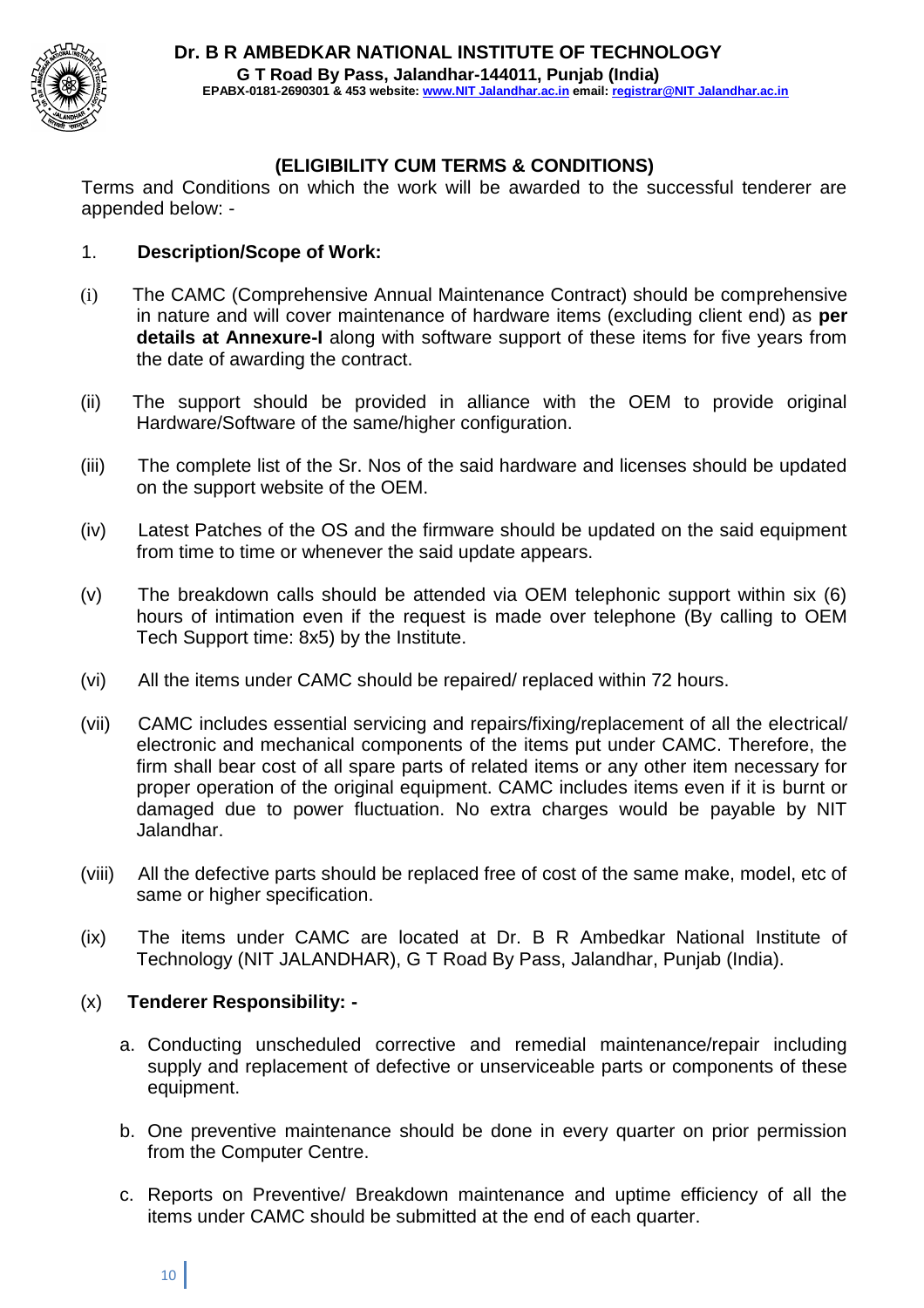**Dr. B R AMBEDKAR NATIONAL INSTITUTE OF TECHNOLOGY**
**G T Road By Pass, Jalandhar-144011, Punjab (India)**
**EPABX-0181-2690301 & 453 website: www.NIT Jalandhar.ac.in email: registrar@NIT Jalandhar.ac.in**

## (ELIGIBILITY CUM TERMS & CONDITIONS)

Terms and Conditions on which the work will be awarded to the successful tenderer are appended below: -

1. **Description/Scope of Work:**

(i) The CAMC (Comprehensive Annual Maintenance Contract) should be comprehensive in nature and will cover maintenance of hardware items (excluding client end) as **per details at Annexure-I** along with software support of these items for five years from the date of awarding the contract.

(ii) The support should be provided in alliance with the OEM to provide original Hardware/Software of the same/higher configuration.

(iii) The complete list of the Sr. Nos of the said hardware and licenses should be updated on the support website of the OEM.

(iv) Latest Patches of the OS and the firmware should be updated on the said equipment from time to time or whenever the said update appears.

(v) The breakdown calls should be attended via OEM telephonic support within six (6) hours of intimation even if the request is made over telephone (By calling to OEM Tech Support time: 8x5) by the Institute.

(vi) All the items under CAMC should be repaired/ replaced within 72 hours.

(vii) CAMC includes essential servicing and repairs/fixing/replacement of all the electrical/ electronic and mechanical components of the items put under CAMC. Therefore, the firm shall bear cost of all spare parts of related items or any other item necessary for proper operation of the original equipment. CAMC includes items even if it is burnt or damaged due to power fluctuation. No extra charges would be payable by NIT Jalandhar.

(viii) All the defective parts should be replaced free of cost of the same make, model, etc of same or higher specification.

(ix) The items under CAMC are located at Dr. B R Ambedkar National Institute of Technology (NIT JALANDHAR), G T Road By Pass, Jalandhar, Punjab (India).

(x) **Tenderer Responsibility: -**

a. Conducting unscheduled corrective and remedial maintenance/repair including supply and replacement of defective or unserviceable parts or components of these equipment.

b. One preventive maintenance should be done in every quarter on prior permission from the Computer Centre.

c. Reports on Preventive/ Breakdown maintenance and uptime efficiency of all the items under CAMC should be submitted at the end of each quarter.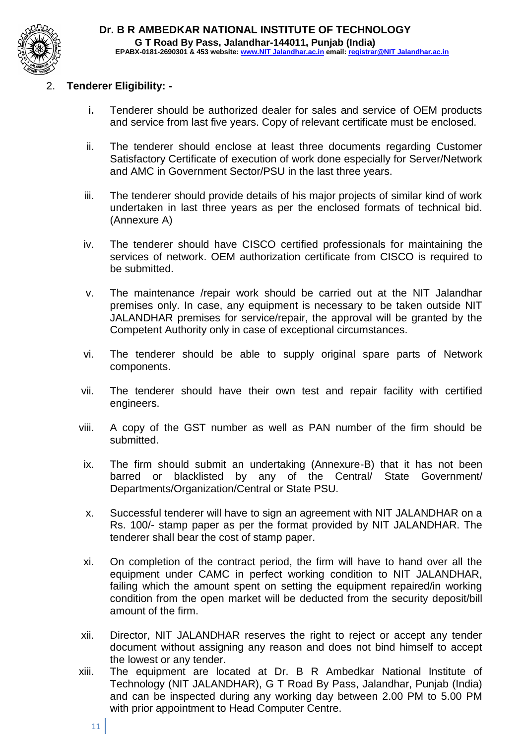## 2. **Tenderer Eligibility: -**

- **i.** Tenderer should be authorized dealer for sales and service of OEM products and service from last five years. Copy of relevant certificate must be enclosed.
- ii. The tenderer should enclose at least three documents regarding Customer Satisfactory Certificate of execution of work done especially for Server/Network and AMC in Government Sector/PSU in the last three years.
- iii. The tenderer should provide details of his major projects of similar kind of work undertaken in last three years as per the enclosed formats of technical bid. (Annexure A)
- iv. The tenderer should have CISCO certified professionals for maintaining the services of network. OEM authorization certificate from CISCO is required to be submitted.
- v. The maintenance /repair work should be carried out at the NIT Jalandhar premises only. In case, any equipment is necessary to be taken outside NIT JALANDHAR premises for service/repair, the approval will be granted by the Competent Authority only in case of exceptional circumstances.
- vi. The tenderer should be able to supply original spare parts of Network components.
- vii. The tenderer should have their own test and repair facility with certified engineers.
- viii. A copy of the GST number as well as PAN number of the firm should be submitted.
- ix. The firm should submit an undertaking (Annexure-B) that it has not been barred or blacklisted by any of the Central/ State Government/ Departments/Organization/Central or State PSU.
- x. Successful tenderer will have to sign an agreement with NIT JALANDHAR on a Rs. 100/- stamp paper as per the format provided by NIT JALANDHAR. The tenderer shall bear the cost of stamp paper.
- xi. On completion of the contract period, the firm will have to hand over all the equipment under CAMC in perfect working condition to NIT JALANDHAR, failing which the amount spent on setting the equipment repaired/in working condition from the open market will be deducted from the security deposit/bill amount of the firm.
- xii. Director, NIT JALANDHAR reserves the right to reject or accept any tender document without assigning any reason and does not bind himself to accept the lowest or any tender.
- xiii. The equipment are located at Dr. B R Ambedkar National Institute of Technology (NIT JALANDHAR), G T Road By Pass, Jalandhar, Punjab (India) and can be inspected during any working day between 2.00 PM to 5.00 PM with prior appointment to Head Computer Centre.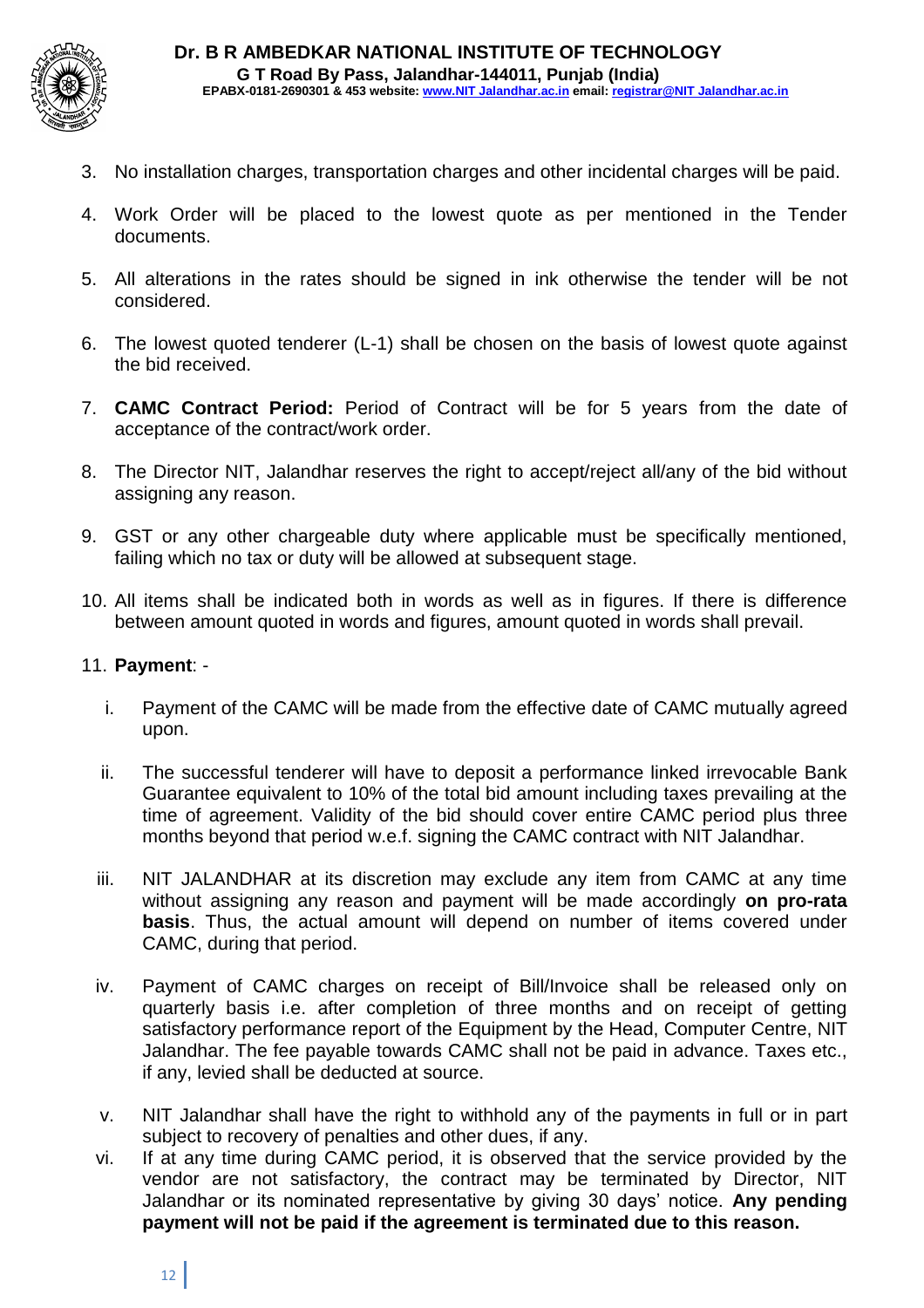3. No installation charges, transportation charges and other incidental charges will be paid.

4. Work Order will be placed to the lowest quote as per mentioned in the Tender documents.

5. All alterations in the rates should be signed in ink otherwise the tender will be not considered.

6. The lowest quoted tenderer (L-1) shall be chosen on the basis of lowest quote against the bid received.

7. **CAMC Contract Period:** Period of Contract will be for 5 years from the date of acceptance of the contract/work order.

8. The Director NIT, Jalandhar reserves the right to accept/reject all/any of the bid without assigning any reason.

9. GST or any other chargeable duty where applicable must be specifically mentioned, failing which no tax or duty will be allowed at subsequent stage.

10. All items shall be indicated both in words as well as in figures. If there is difference between amount quoted in words and figures, amount quoted in words shall prevail.

11. **Payment**: -

    i. Payment of the CAMC will be made from the effective date of CAMC mutually agreed upon.

    ii. The successful tenderer will have to deposit a performance linked irrevocable Bank Guarantee equivalent to 10% of the total bid amount including taxes prevailing at the time of agreement. Validity of the bid should cover entire CAMC period plus three months beyond that period w.e.f. signing the CAMC contract with NIT Jalandhar.

    iii. NIT JALANDHAR at its discretion may exclude any item from CAMC at any time without assigning any reason and payment will be made accordingly **on pro-rata basis**. Thus, the actual amount will depend on number of items covered under CAMC, during that period.

    iv. Payment of CAMC charges on receipt of Bill/Invoice shall be released only on quarterly basis i.e. after completion of three months and on receipt of getting satisfactory performance report of the Equipment by the Head, Computer Centre, NIT Jalandhar. The fee payable towards CAMC shall not be paid in advance. Taxes etc., if any, levied shall be deducted at source.

    v. NIT Jalandhar shall have the right to withhold any of the payments in full or in part subject to recovery of penalties and other dues, if any.

    vi. If at any time during CAMC period, it is observed that the service provided by the vendor are not satisfactory, the contract may be terminated by Director, NIT Jalandhar or its nominated representative by giving 30 days' notice. **Any pending payment will not be paid if the agreement is terminated due to this reason.**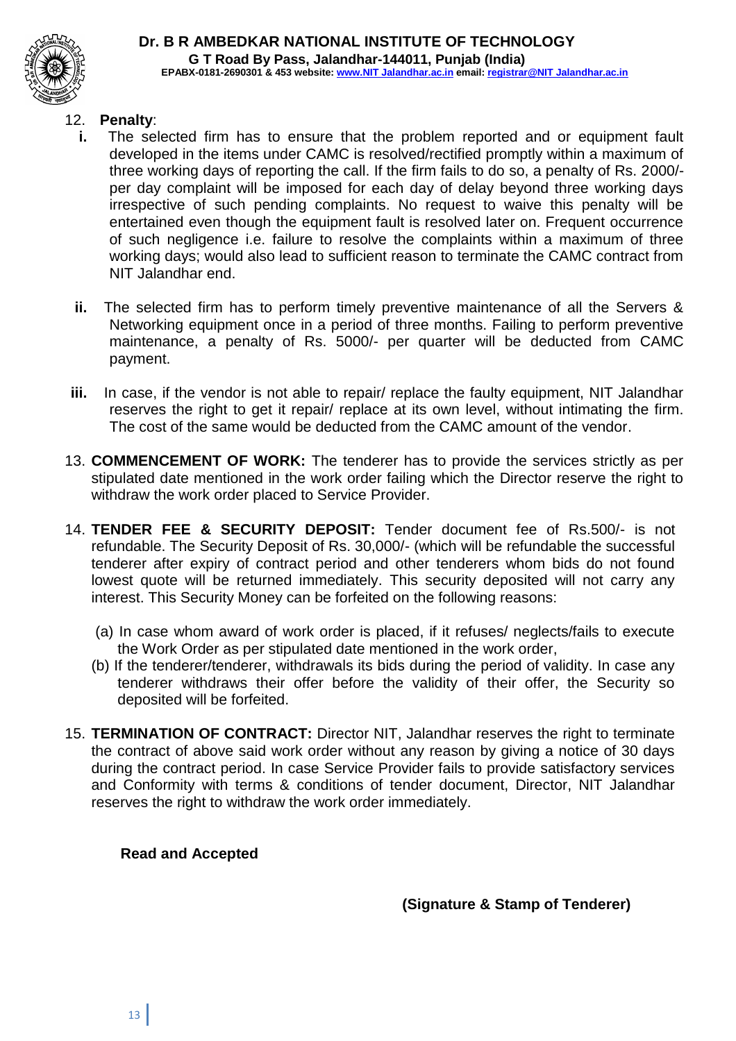12. **Penalty**:

   **i.** The selected firm has to ensure that the problem reported and or equipment fault developed in the items under CAMC is resolved/rectified promptly within a maximum of three working days of reporting the call. If the firm fails to do so, a penalty of Rs. 2000/- per day complaint will be imposed for each day of delay beyond three working days irrespective of such pending complaints. No request to waive this penalty will be entertained even though the equipment fault is resolved later on. Frequent occurrence of such negligence i.e. failure to resolve the complaints within a maximum of three working days; would also lead to sufficient reason to terminate the CAMC contract from NIT Jalandhar end.

   **ii.** The selected firm has to perform timely preventive maintenance of all the Servers & Networking equipment once in a period of three months. Failing to perform preventive maintenance, a penalty of Rs. 5000/- per quarter will be deducted from CAMC payment.

   **iii.** In case, if the vendor is not able to repair/ replace the faulty equipment, NIT Jalandhar reserves the right to get it repair/ replace at its own level, without intimating the firm. The cost of the same would be deducted from the CAMC amount of the vendor.

13. **COMMENCEMENT OF WORK:** The tenderer has to provide the services strictly as per stipulated date mentioned in the work order failing which the Director reserve the right to withdraw the work order placed to Service Provider.

14. **TENDER FEE & SECURITY DEPOSIT:** Tender document fee of Rs.500/- is not refundable. The Security Deposit of Rs. 30,000/- (which will be refundable the successful tenderer after expiry of contract period and other tenderers whom bids do not found lowest quote will be returned immediately. This security deposited will not carry any interest. This Security Money can be forfeited on the following reasons:

    (a) In case whom award of work order is placed, if it refuses/ neglects/fails to execute the Work Order as per stipulated date mentioned in the work order,

    (b) If the tenderer/tenderer, withdrawals its bids during the period of validity. In case any tenderer withdraws their offer before the validity of their offer, the Security so deposited will be forfeited.

15. **TERMINATION OF CONTRACT:** Director NIT, Jalandhar reserves the right to terminate the contract of above said work order without any reason by giving a notice of 30 days during the contract period. In case Service Provider fails to provide satisfactory services and Conformity with terms & conditions of tender document, Director, NIT Jalandhar reserves the right to withdraw the work order immediately.

**Read and Accepted**

**(Signature & Stamp of Tenderer)**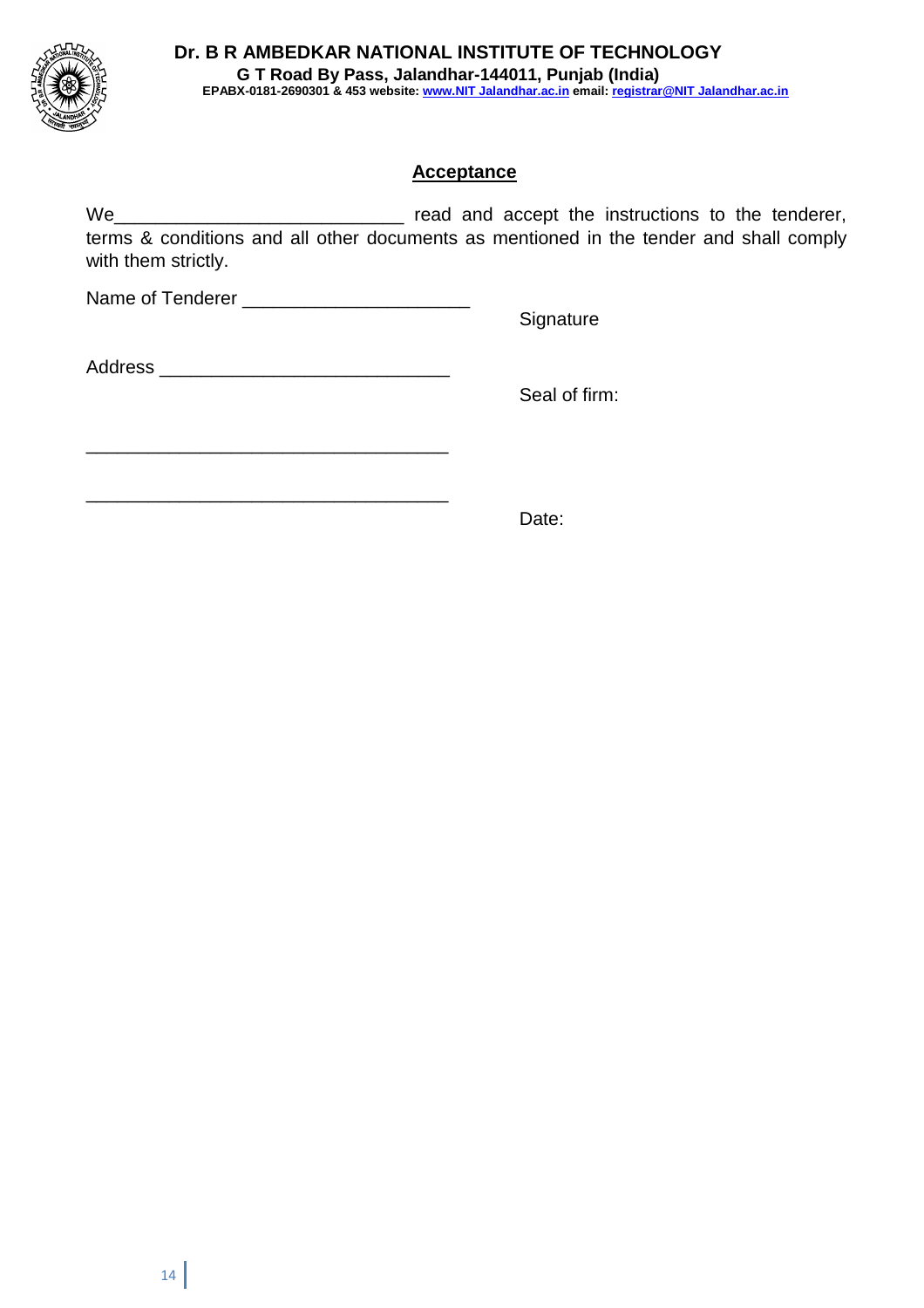**Dr. B R AMBEDKAR NATIONAL INSTITUTE OF TECHNOLOGY**
**G T Road By Pass, Jalandhar-144011, Punjab (India)**
**EPABX-0181-2690301 & 453 website: www.NIT Jalandhar.ac.in email: registrar@NIT Jalandhar.ac.in**

## Acceptance

We___________________________ read and accept the instructions to the tenderer, terms & conditions and all other documents as mentioned in the tender and shall comply with them strictly.

Name of Tenderer _____________________

Signature

Address ___________________________

Seal of firm:

__________________________________

__________________________________

Date: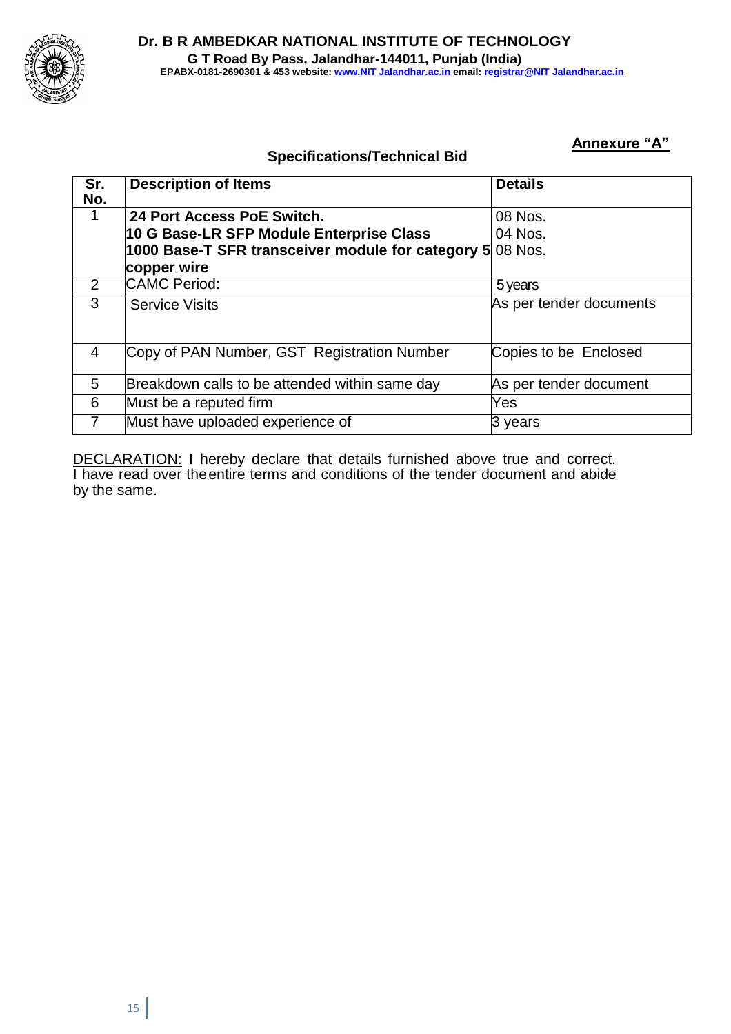# Dr. B R AMBEDKAR NATIONAL INSTITUTE OF TECHNOLOGY

**G T Road By Pass, Jalandhar-144011, Punjab (India)**

**EPABX-0181-2690301 & 453 website: www.NIT Jalandhar.ac.in email: registrar@NIT Jalandhar.ac.in**

**Annexure "A"**

## Specifications/Technical Bid

| Sr. No. | Description of Items | Details |
|---|---|---|
| 1 | **24 Port Access PoE Switch.**<br>**10 G Base-LR SFP Module Enterprise Class**<br>**1000 Base-T SFR transceiver module for category 5 copper wire** | 08 Nos.<br>04 Nos.<br>08 Nos. |
| 2 | CAMC Period: | 5 years |
| 3 | Service Visits | As per tender documents |
| 4 | Copy of PAN Number, GST Registration Number | Copies to be Enclosed |
| 5 | Breakdown calls to be attended within same day | As per tender document |
| 6 | Must be a reputed firm | Yes |
| 7 | Must have uploaded experience of | 3 years |

DECLARATION: I hereby declare that details furnished above true and correct. I have read over the entire terms and conditions of the tender document and abide by the same.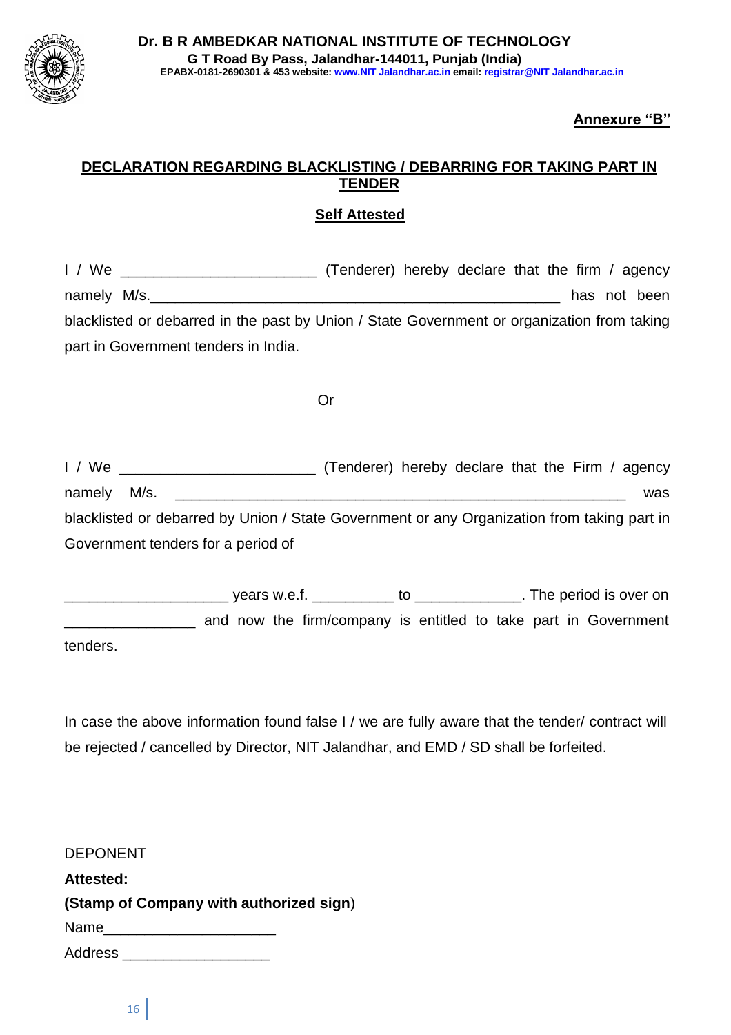**Dr. B R AMBEDKAR NATIONAL INSTITUTE OF TECHNOLOGY**
**G T Road By Pass, Jalandhar-144011, Punjab (India)**
**EPABX-0181-2690301 & 453 website: www.NIT Jalandhar.ac.in email: registrar@NIT Jalandhar.ac.in**

**Annexure "B"**

## DECLARATION REGARDING BLACKLISTING / DEBARRING FOR TAKING PART IN TENDER

**Self Attested**

I / We ________________________ (Tenderer) hereby declare that the firm / agency namely M/s.__________________________________________________ has not been blacklisted or debarred in the past by Union / State Government or organization from taking part in Government tenders in India.

Or

I / We ________________________ (Tenderer) hereby declare that the Firm / agency namely M/s. _______________________________________________________ was blacklisted or debarred by Union / State Government or any Organization from taking part in Government tenders for a period of

____________________ years w.e.f. __________ to _____________. The period is over on ________________ and now the firm/company is entitled to take part in Government tenders.

In case the above information found false I / we are fully aware that the tender/ contract will be rejected / cancelled by Director, NIT Jalandhar, and EMD / SD shall be forfeited.

DEPONENT

**Attested:**

**(Stamp of Company with authorized sign**)

Name____________________

Address _________________